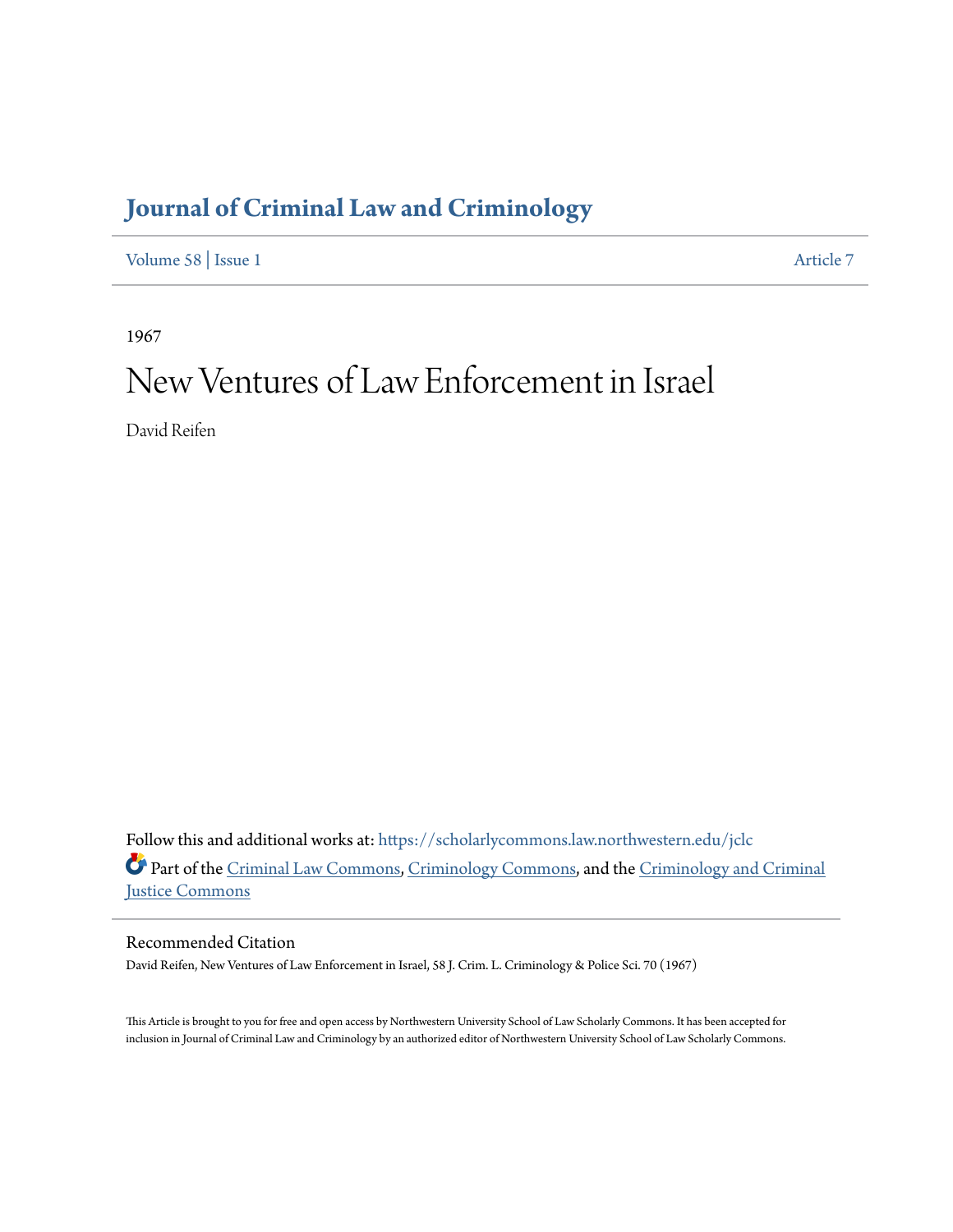# Journal of Criminal Law and Criminology

Volume 58 | Issue 1 Article 7

1967

# New Ventures of Law Enforcement in Israel

David Reifen

Follow this and additional works at: https://scholarlycommons.law.northwestern.edu/jclc

Part of the Criminal Law Commons, Criminology Commons, and the Criminology and Criminal Justice Commons

## Recommended Citation

David Reifen, New Ventures of Law Enforcement in Israel, 58 J. Crim. L. Criminology & Police Sci. 70 (1967)

This Article is brought to you for free and open access by Northwestern University School of Law Scholarly Commons. It has been accepted for inclusion in Journal of Criminal Law and Criminology by an authorized editor of Northwestern University School of Law Scholarly Commons.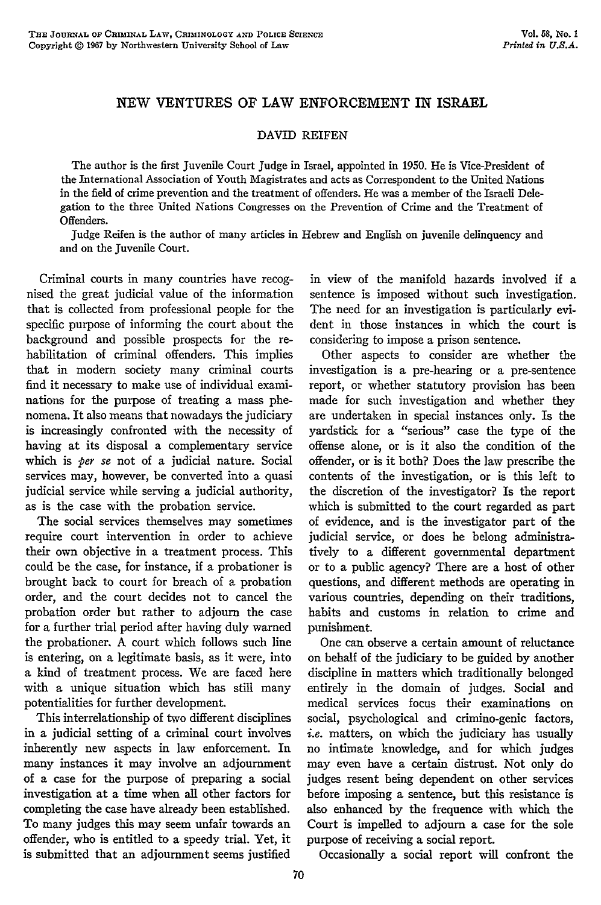# NEW VENTURES OF LAW ENFORCEMENT IN ISRAEL

DAVID REIFEN

The author is the first Juvenile Court Judge in Israel, appointed in 1950. He is Vice-President of the International Association of Youth Magistrates and acts as Correspondent to the United Nations in the field of crime prevention and the treatment of offenders. He was a member of the Israeli Delegation to the three United Nations Congresses on the Prevention of Crime and the Treatment of Offenders.

Judge Reifen is the author of many articles in Hebrew and English on juvenile delinquency and and on the Juvenile Court.

Criminal courts in many countries have recognised the great judicial value of the information that is collected from professional people for the specific purpose of informing the court about the background and possible prospects for the rehabilitation of criminal offenders. This implies that in modern society many criminal courts find it necessary to make use of individual examinations for the purpose of treating a mass phenomena. It also means that nowadays the judiciary is increasingly confronted with the necessity of having at its disposal a complementary service which is *per se* not of a judicial nature. Social services may, however, be converted into a quasi judicial service while serving a judicial authority, as is the case with the probation service.

The social services themselves may sometimes require court intervention in order to achieve their own objective in a treatment process. This could be the case, for instance, if a probationer is brought back to court for breach of a probation order, and the court decides not to cancel the probation order but rather to adjourn the case for a further trial period after having duly warned the probationer. A court which follows such line is entering, on a legitimate basis, as it were, into a kind of treatment process. We are faced here with a unique situation which has still many potentialities for further development.

This interrelationship of two different disciplines in a judicial setting of a criminal court involves inherently new aspects in law enforcement. In many instances it may involve an adjournment of a case for the purpose of preparing a social investigation at a time when all other factors for completing the case have already been established. To many judges this may seem unfair towards an offender, who is entitled to a speedy trial. Yet, it is submitted that an adjournment seems justified in view of the manifold hazards involved if a sentence is imposed without such investigation. The need for an investigation is particularly evident in those instances in which the court is considering to impose a prison sentence.

Other aspects to consider are whether the investigation is a pre-hearing or a pre-sentence report, or whether statutory provision has been made for such investigation and whether they are undertaken in special instances only. Is the yardstick for a "serious" case the type of the offense alone, or is it also the condition of the offender, or is it both? Does the law prescribe the contents of the investigation, or is this left to the discretion of the investigator? Is the report which is submitted to the court regarded as part of evidence, and is the investigator part of the judicial service, or does he belong administratively to a different governmental department or to a public agency? There are a host of other questions, and different methods are operating in various countries, depending on their traditions, habits and customs in relation to crime and punishment.

One can observe a certain amount of reluctance on behalf of the judiciary to be guided by another discipline in matters which traditionally belonged entirely in the domain of judges. Social and medical services focus their examinations on social, psychological and crimino-genic factors, *i.e.* matters, on which the judiciary has usually no intimate knowledge, and for which judges may even have a certain distrust. Not only do judges resent being dependent on other services before imposing a sentence, but this resistance is also enhanced by the frequence with which the Court is impelled to adjourn a case for the sole purpose of receiving a social report.

Occasionally a social report will confront the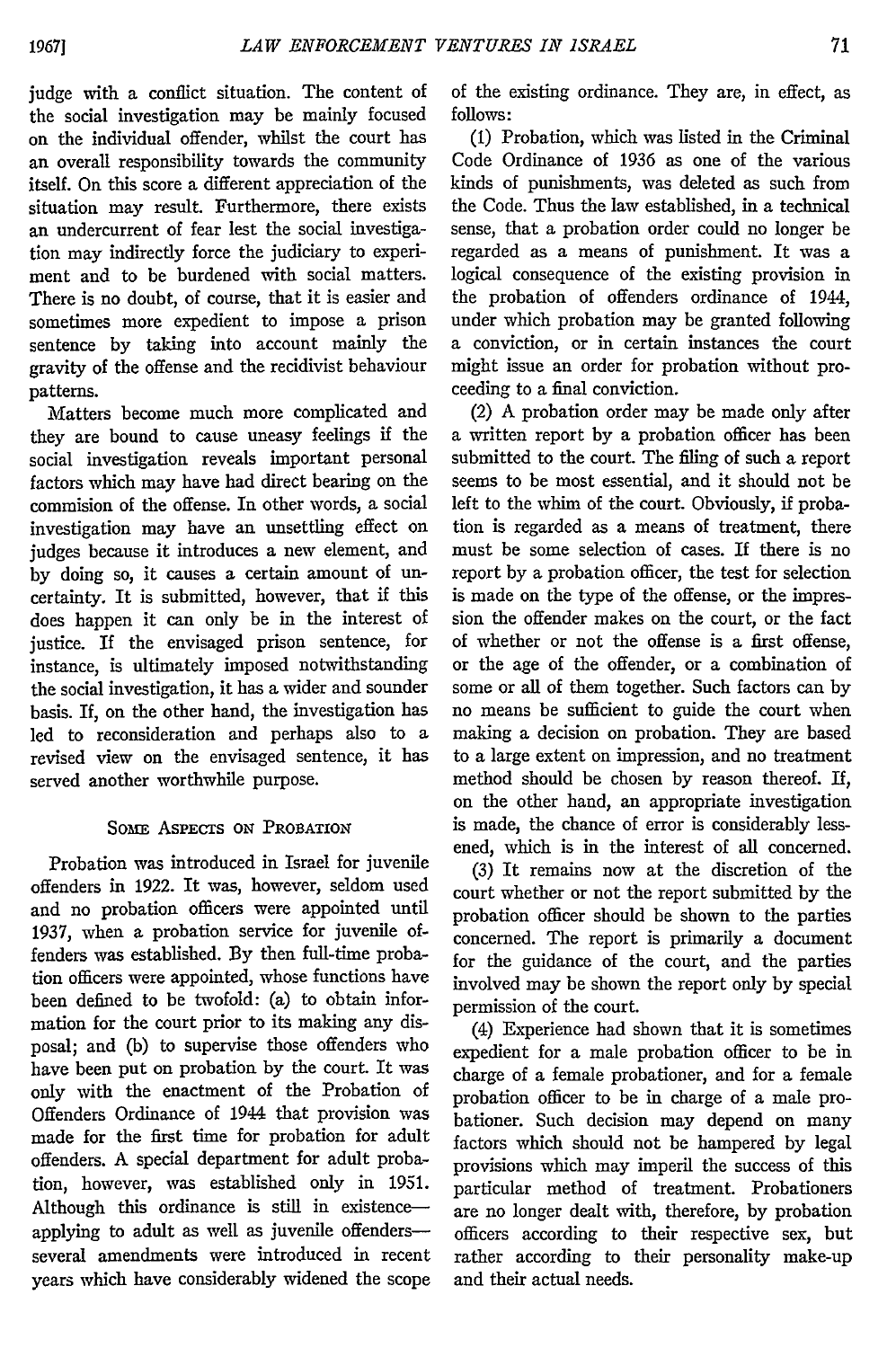judge with a conflict situation. The content of the social investigation may be mainly focused on the individual offender, whilst the court has an overall responsibility towards the community itself. On this score a different appreciation of the situation may result. Furthermore, there exists an undercurrent of fear lest the social investigation may indirectly force the judiciary to experiment and to be burdened with social matters. There is no doubt, of course, that it is easier and sometimes more expedient to impose a prison sentence by taking into account mainly the gravity of the offense and the recidivist behaviour patterns.

Matters become much more complicated and they are bound to cause uneasy feelings if the social investigation reveals important personal factors which may have had direct bearing on the commision of the offense. In other words, a social investigation may have an unsettling effect on judges because it introduces a new element, and by doing so, it causes a certain amount of uncertainty. It is submitted, however, that if this does happen it can only be in the interest of justice. If the envisaged prison sentence, for instance, is ultimately imposed notwithstanding the social investigation, it has a wider and sounder basis. If, on the other hand, the investigation has led to reconsideration and perhaps also to a revised view on the envisaged sentence, it has served another worthwhile purpose.

## Some Aspects on Probation

Probation was introduced in Israel for juvenile offenders in 1922. It was, however, seldom used and no probation officers were appointed until 1937, when a probation service for juvenile offenders was established. By then full-time probation officers were appointed, whose functions have been defined to be twofold: (a) to obtain information for the court prior to its making any disposal; and (b) to supervise those offenders who have been put on probation by the court. It was only with the enactment of the Probation of Offenders Ordinance of 1944 that provision was made for the first time for probation for adult offenders. A special department for adult probation, however, was established only in 1951. Although this ordinance is still in existence—applying to adult as well as juvenile offenders—several amendments were introduced in recent years which have considerably widened the scope of the existing ordinance. They are, in effect, as follows:

(1) Probation, which was listed in the Criminal Code Ordinance of 1936 as one of the various kinds of punishments, was deleted as such from the Code. Thus the law established, in a technical sense, that a probation order could no longer be regarded as a means of punishment. It was a logical consequence of the existing provision in the probation of offenders ordinance of 1944, under which probation may be granted following a conviction, or in certain instances the court might issue an order for probation without proceeding to a final conviction.

(2) A probation order may be made only after a written report by a probation officer has been submitted to the court. The filing of such a report seems to be most essential, and it should not be left to the whim of the court. Obviously, if probation is regarded as a means of treatment, there must be some selection of cases. If there is no report by a probation officer, the test for selection is made on the type of the offense, or the impression the offender makes on the court, or the fact of whether or not the offense is a first offense, or the age of the offender, or a combination of some or all of them together. Such factors can by no means be sufficient to guide the court when making a decision on probation. They are based to a large extent on impression, and no treatment method should be chosen by reason thereof. If, on the other hand, an appropriate investigation is made, the chance of error is considerably lessened, which is in the interest of all concerned.

(3) It remains now at the discretion of the court whether or not the report submitted by the probation officer should be shown to the parties concerned. The report is primarily a document for the guidance of the court, and the parties involved may be shown the report only by special permission of the court.

(4) Experience had shown that it is sometimes expedient for a male probation officer to be in charge of a female probationer, and for a female probation officer to be in charge of a male probationer. Such decision may depend on many factors which should not be hampered by legal provisions which may imperil the success of this particular method of treatment. Probationers are no longer dealt with, therefore, by probation officers according to their respective sex, but rather according to their personality make-up and their actual needs.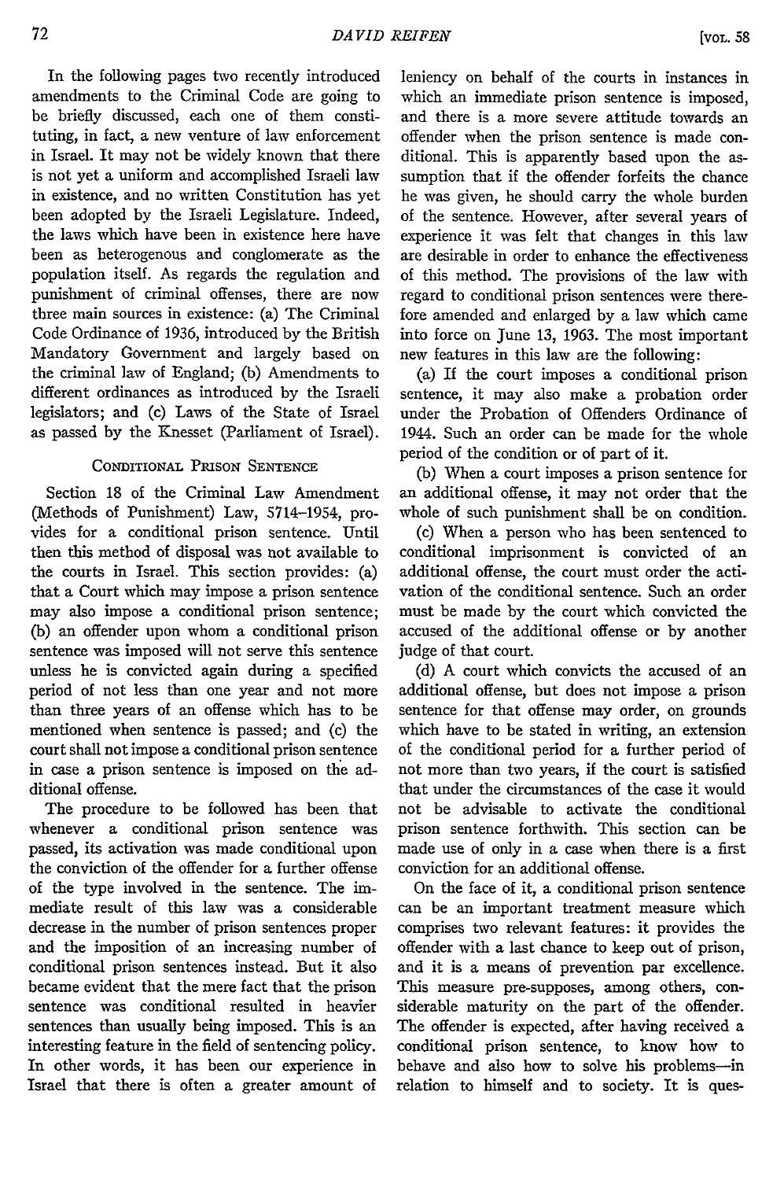In the following pages two recently introduced amendments to the Criminal Code are going to be briefly discussed, each one of them constituting, in fact, a new venture of law enforcement in Israel. It may not be widely known that there is not yet a uniform and accomplished Israeli law in existence, and no written Constitution has yet been adopted by the Israeli Legislature. Indeed, the laws which have been in existence here have been as heterogenous and conglomerate as the population itself. As regards the regulation and punishment of criminal offenses, there are now three main sources in existence: (a) The Criminal Code Ordinance of 1936, introduced by the British Mandatory Government and largely based on the criminal law of England; (b) Amendments to different ordinances as introduced by the Israeli legislators; and (c) Laws of the State of Israel as passed by the Knesset (Parliament of Israel).

## Conditional Prison Sentence

Section 18 of the Criminal Law Amendment (Methods of Punishment) Law, 5714–1954, provides for a conditional prison sentence. Until then this method of disposal was not available to the courts in Israel. This section provides: (a) that a Court which may impose a prison sentence may also impose a conditional prison sentence; (b) an offender upon whom a conditional prison sentence was imposed will not serve this sentence unless he is convicted again during a specified period of not less than one year and not more than three years of an offense which has to be mentioned when sentence is passed; and (c) the court shall not impose a conditional prison sentence in case a prison sentence is imposed on the additional offense.

The procedure to be followed has been that whenever a conditional prison sentence was passed, its activation was made conditional upon the conviction of the offender for a further offense of the type involved in the sentence. The immediate result of this law was a considerable decrease in the number of prison sentences proper and the imposition of an increasing number of conditional prison sentences instead. But it also became evident that the mere fact that the prison sentence was conditional resulted in heavier sentences than usually being imposed. This is an interesting feature in the field of sentencing policy. In other words, it has been our experience in Israel that there is often a greater amount of leniency on behalf of the courts in instances in which an immediate prison sentence is imposed, and there is a more severe attitude towards an offender when the prison sentence is made conditional. This is apparently based upon the assumption that if the offender forfeits the chance he was given, he should carry the whole burden of the sentence. However, after several years of experience it was felt that changes in this law are desirable in order to enhance the effectiveness of this method. The provisions of the law with regard to conditional prison sentences were therefore amended and enlarged by a law which came into force on June 13, 1963. The most important new features in this law are the following:

(a) If the court imposes a conditional prison sentence, it may also make a probation order under the Probation of Offenders Ordinance of 1944. Such an order can be made for the whole period of the condition or of part of it.

(b) When a court imposes a prison sentence for an additional offense, it may not order that the whole of such punishment shall be on condition.

(c) When a person who has been sentenced to conditional imprisonment is convicted of an additional offense, the court must order the activation of the conditional sentence. Such an order must be made by the court which convicted the accused of the additional offense or by another judge of that court.

(d) A court which convicts the accused of an additional offense, but does not impose a prison sentence for that offense may order, on grounds which have to be stated in writing, an extension of the conditional period for a further period of not more than two years, if the court is satisfied that under the circumstances of the case it would not be advisable to activate the conditional prison sentence forthwith. This section can be made use of only in a case when there is a first conviction for an additional offense.

On the face of it, a conditional prison sentence can be an important treatment measure which comprises two relevant features: it provides the offender with a last chance to keep out of prison, and it is a means of prevention par excellence. This measure pre-supposes, among others, considerable maturity on the part of the offender. The offender is expected, after having received a conditional prison sentence, to know how to behave and also how to solve his problems—in relation to himself and to society. It is ques-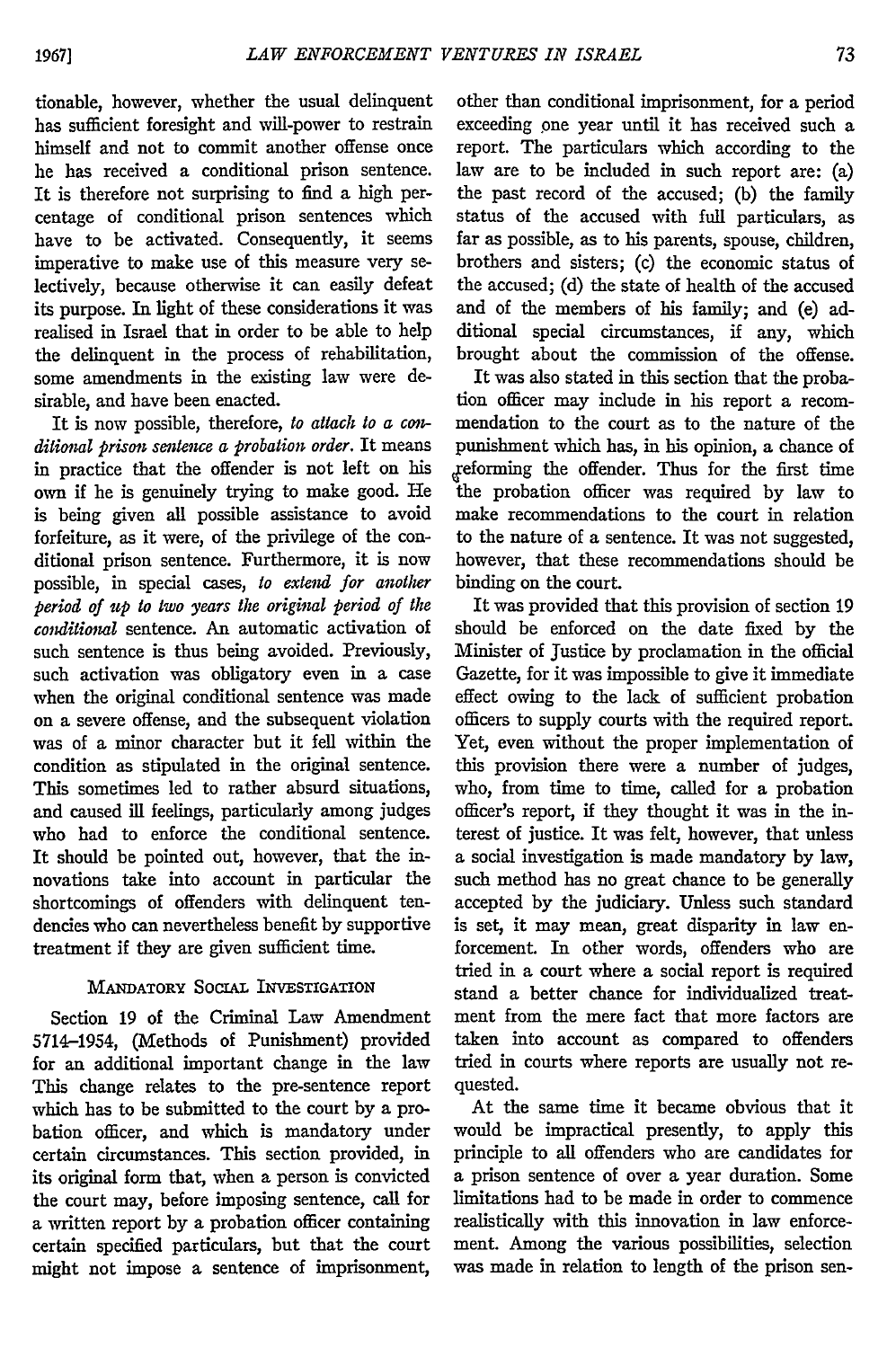tionable, however, whether the usual delinquent has sufficient foresight and will-power to restrain himself and not to commit another offense once he has received a conditional prison sentence. It is therefore not surprising to find a high percentage of conditional prison sentences which have to be activated. Consequently, it seems imperative to make use of this measure very selectively, because otherwise it can easily defeat its purpose. In light of these considerations it was realised in Israel that in order to be able to help the delinquent in the process of rehabilitation, some amendments in the existing law were desirable, and have been enacted.

It is now possible, therefore, *to attach to a conditional prison sentence a probation order*. It means in practice that the offender is not left on his own if he is genuinely trying to make good. He is being given all possible assistance to avoid forfeiture, as it were, of the privilege of the conditional prison sentence. Furthermore, it is now possible, in special cases, *to extend for another period of up to two years the original period of the conditional* sentence. An automatic activation of such sentence is thus being avoided. Previously, such activation was obligatory even in a case when the original conditional sentence was made on a severe offense, and the subsequent violation was of a minor character but it fell within the condition as stipulated in the original sentence. This sometimes led to rather absurd situations, and caused ill feelings, particularly among judges who had to enforce the conditional sentence. It should be pointed out, however, that the innovations take into account in particular the shortcomings of offenders with delinquent tendencies who can nevertheless benefit by supportive treatment if they are given sufficient time.

## Mandatory Social Investigation

Section 19 of the Criminal Law Amendment 5714–1954, (Methods of Punishment) provided for an additional important change in the law This change relates to the pre-sentence report which has to be submitted to the court by a probation officer, and which is mandatory under certain circumstances. This section provided, in its original form that, when a person is convicted the court may, before imposing sentence, call for a written report by a probation officer containing certain specified particulars, but that the court might not impose a sentence of imprisonment, other than conditional imprisonment, for a period exceeding one year until it has received such a report. The particulars which according to the law are to be included in such report are: (a) the past record of the accused; (b) the family status of the accused with full particulars, as far as possible, as to his parents, spouse, children, brothers and sisters; (c) the economic status of the accused; (d) the state of health of the accused and of the members of his family; and (e) additional special circumstances, if any, which brought about the commission of the offense.

It was also stated in this section that the probation officer may include in his report a recommendation to the court as to the nature of the punishment which has, in his opinion, a chance of reforming the offender. Thus for the first time the probation officer was required by law to make recommendations to the court in relation to the nature of a sentence. It was not suggested, however, that these recommendations should be binding on the court.

It was provided that this provision of section 19 should be enforced on the date fixed by the Minister of Justice by proclamation in the official Gazette, for it was impossible to give it immediate effect owing to the lack of sufficient probation officers to supply courts with the required report. Yet, even without the proper implementation of this provision there were a number of judges, who, from time to time, called for a probation officer's report, if they thought it was in the interest of justice. It was felt, however, that unless a social investigation is made mandatory by law, such method has no great chance to be generally accepted by the judiciary. Unless such standard is set, it may mean, great disparity in law enforcement. In other words, offenders who are tried in a court where a social report is required stand a better chance for individualized treatment from the mere fact that more factors are taken into account as compared to offenders tried in courts where reports are usually not requested.

At the same time it became obvious that it would be impractical presently, to apply this principle to all offenders who are candidates for a prison sentence of over a year duration. Some limitations had to be made in order to commence realistically with this innovation in law enforcement. Among the various possibilities, selection was made in relation to length of the prison sen-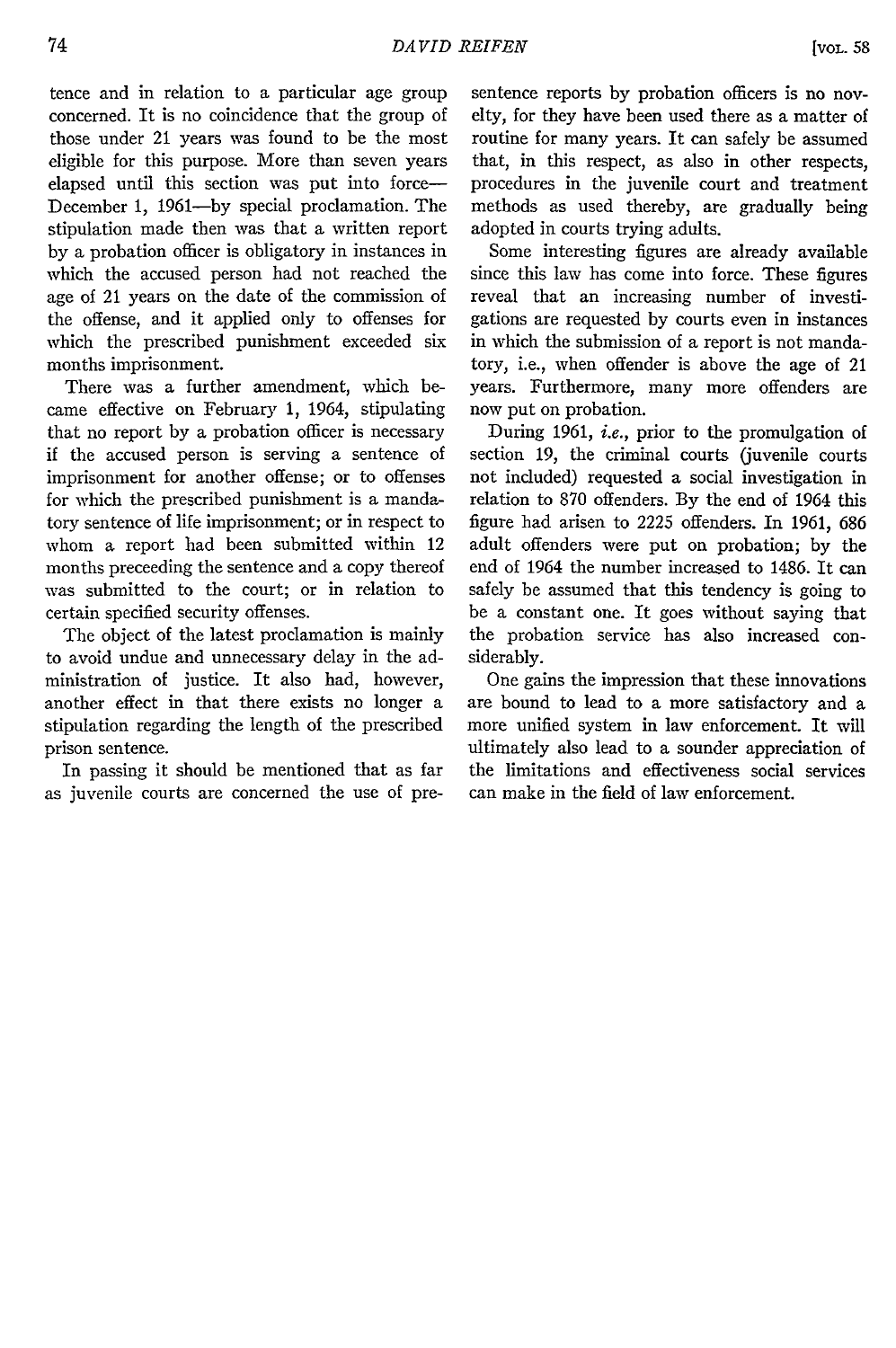tence and in relation to a particular age group concerned. It is no coincidence that the group of those under 21 years was found to be the most eligible for this purpose. More than seven years elapsed until this section was put into force—December 1, 1961—by special proclamation. The stipulation made then was that a written report by a probation officer is obligatory in instances in which the accused person had not reached the age of 21 years on the date of the commission of the offense, and it applied only to offenses for which the prescribed punishment exceeded six months imprisonment.

There was a further amendment, which became effective on February 1, 1964, stipulating that no report by a probation officer is necessary if the accused person is serving a sentence of imprisonment for another offense; or to offenses for which the prescribed punishment is a mandatory sentence of life imprisonment; or in respect to whom a report had been submitted within 12 months preceeding the sentence and a copy thereof was submitted to the court; or in relation to certain specified security offenses.

The object of the latest proclamation is mainly to avoid undue and unnecessary delay in the administration of justice. It also had, however, another effect in that there exists no longer a stipulation regarding the length of the prescribed prison sentence.

In passing it should be mentioned that as far as juvenile courts are concerned the use of pre-sentence reports by probation officers is no novelty, for they have been used there as a matter of routine for many years. It can safely be assumed that, in this respect, as also in other respects, procedures in the juvenile court and treatment methods as used thereby, are gradually being adopted in courts trying adults.

Some interesting figures are already available since this law has come into force. These figures reveal that an increasing number of investigations are requested by courts even in instances in which the submission of a report is not mandatory, i.e., when offender is above the age of 21 years. Furthermore, many more offenders are now put on probation.

During 1961, *i.e.*, prior to the promulgation of section 19, the criminal courts (juvenile courts not included) requested a social investigation in relation to 870 offenders. By the end of 1964 this figure had arisen to 2225 offenders. In 1961, 686 adult offenders were put on probation; by the end of 1964 the number increased to 1486. It can safely be assumed that this tendency is going to be a constant one. It goes without saying that the probation service has also increased considerably.

One gains the impression that these innovations are bound to lead to a more satisfactory and a more unified system in law enforcement. It will ultimately also lead to a sounder appreciation of the limitations and effectiveness social services can make in the field of law enforcement.